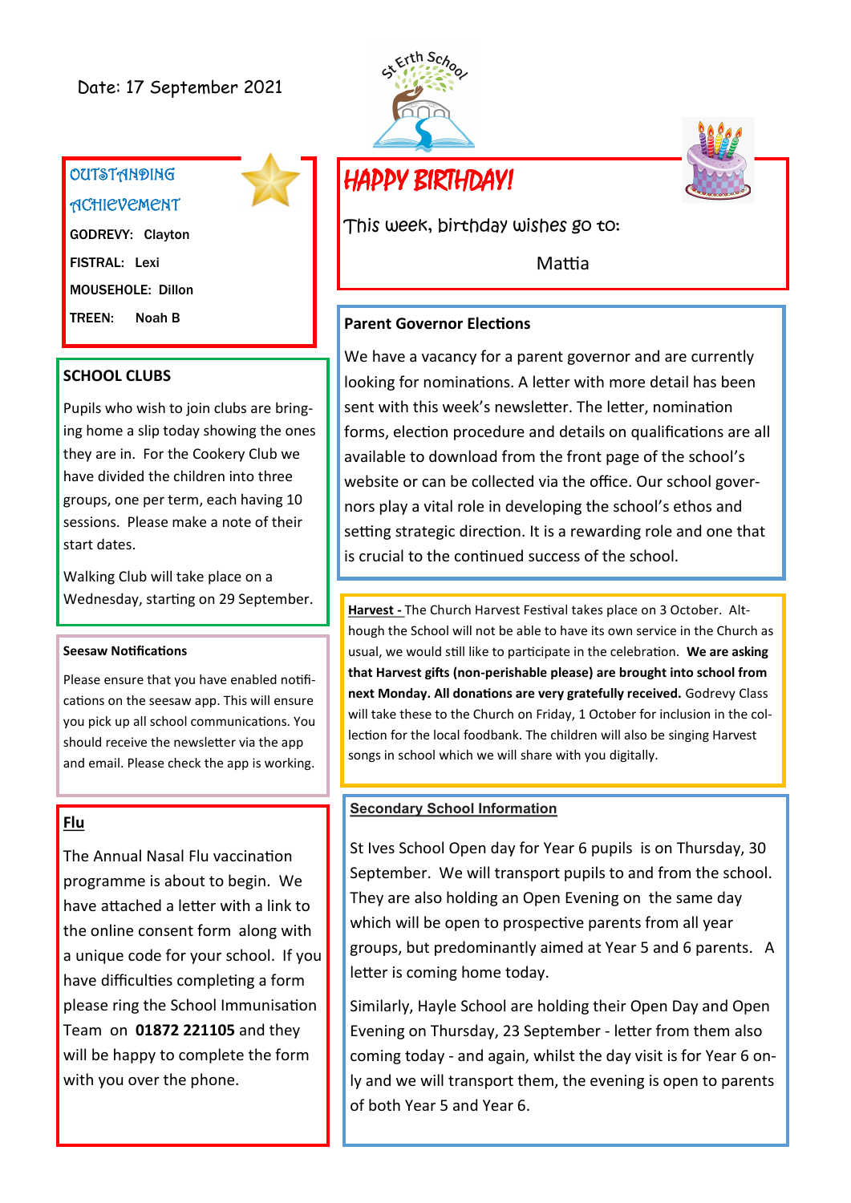Date: 17 September 2021

## OUTSTANDING ACHIEVEMENT

**GODREVY:** Clayton

**FISTRAL:** Lexi

**MOUSEHOLE:** Dillon

**TREEN:** Noah B

## SCHOOL CLUBS

Pupils who wish to join clubs are bringing home a slip today showing the ones they are in. For the Cookery Club we have divided the children into three groups, one per term, each having 10 sessions. Please make a note of their start dates.

Walking Club will take place on a Wednesday, starting on 29 September.

## Seesaw Notifications

Please ensure that you have enabled notifications on the seesaw app. This will ensure you pick up all school communications. You should receive the newsletter via the app and email. Please check the app is working.

## Flu

The Annual Nasal Flu vaccination programme is about to begin. We have attached a letter with a link to the online consent form along with a unique code for your school. If you have difficulties completing a form please ring the School Immunisation Team on **01872 221105** and they will be happy to complete the form with you over the phone.

## HAPPY BIRTHDAY!

This week, birthday wishes go to:

Mattia

## Parent Governor Elections

We have a vacancy for a parent governor and are currently looking for nominations. A letter with more detail has been sent with this week's newsletter. The letter, nomination forms, election procedure and details on qualifications are all available to download from the front page of the school's website or can be collected via the office. Our school governors play a vital role in developing the school's ethos and setting strategic direction. It is a rewarding role and one that is crucial to the continued success of the school.

**Harvest -** The Church Harvest Festival takes place on 3 October. Although the School will not be able to have its own service in the Church as usual, we would still like to participate in the celebration. **We are asking that Harvest gifts (non-perishable please) are brought into school from next Monday. All donations are very gratefully received.** Godrevy Class will take these to the Church on Friday, 1 October for inclusion in the collection for the local foodbank. The children will also be singing Harvest songs in school which we will share with you digitally.

## Secondary School Information

St Ives School Open day for Year 6 pupils is on Thursday, 30 September. We will transport pupils to and from the school. They are also holding an Open Evening on the same day which will be open to prospective parents from all year groups, but predominantly aimed at Year 5 and 6 parents. A letter is coming home today.

Similarly, Hayle School are holding their Open Day and Open Evening on Thursday, 23 September - letter from them also coming today - and again, whilst the day visit is for Year 6 only and we will transport them, the evening is open to parents of both Year 5 and Year 6.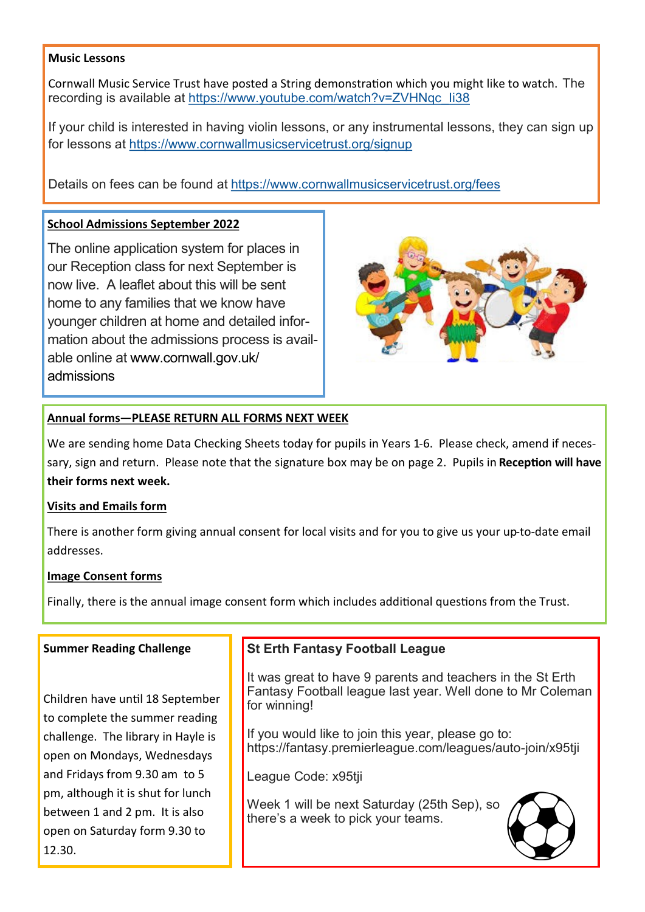## Music Lessons

Cornwall Music Service Trust have posted a String demonstration which you might like to watch. The recording is available at https://www.youtube.com/watch?v=ZVHNqc_li38

If your child is interested in having violin lessons, or any instrumental lessons, they can sign up for lessons at https://www.cornwallmusicservicetrust.org/signup

Details on fees can be found at https://www.cornwallmusicservicetrust.org/fees

## School Admissions September 2022

The online application system for places in our Reception class for next September is now live. A leaflet about this will be sent home to any families that we know have younger children at home and detailed information about the admissions process is available online at www.cornwall.gov.uk/admissions

## Annual forms—PLEASE RETURN ALL FORMS NEXT WEEK

We are sending home Data Checking Sheets today for pupils in Years 1-6. Please check, amend if necessary, sign and return. Please note that the signature box may be on page 2. Pupils in **Reception will have their forms next week.**

### Visits and Emails form

There is another form giving annual consent for local visits and for you to give us your up-to-date email addresses.

### Image Consent forms

Finally, there is the annual image consent form which includes additional questions from the Trust.

## Summer Reading Challenge

Children have until 18 September to complete the summer reading challenge. The library in Hayle is open on Mondays, Wednesdays and Fridays from 9.30 am to 5 pm, although it is shut for lunch between 1 and 2 pm. It is also open on Saturday form 9.30 to 12.30.

## St Erth Fantasy Football League

It was great to have 9 parents and teachers in the St Erth Fantasy Football league last year. Well done to Mr Coleman for winning!

If you would like to join this year, please go to: https://fantasy.premierleague.com/leagues/auto-join/x95tji

League Code: x95tji

Week 1 will be next Saturday (25th Sep), so there's a week to pick your teams.